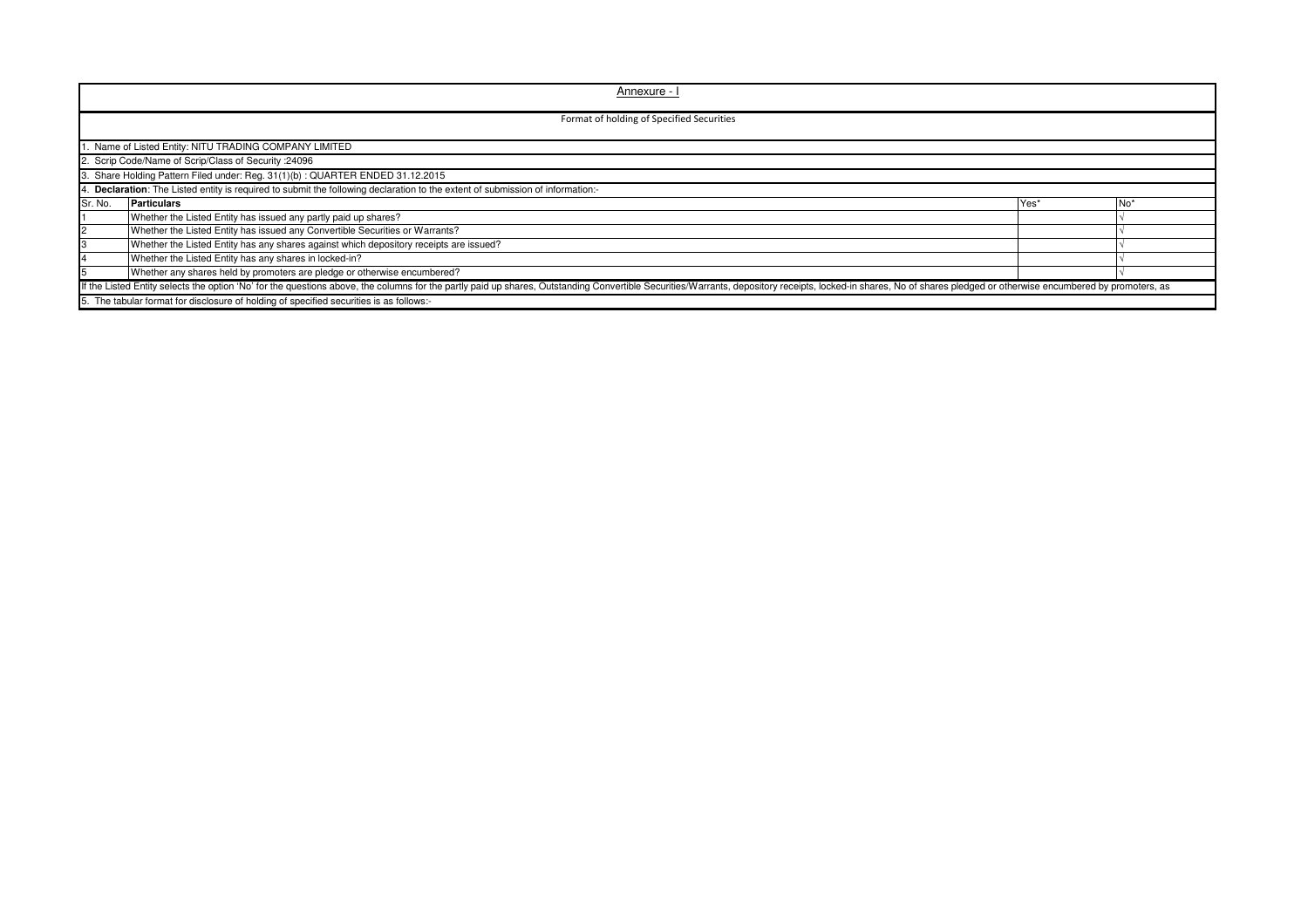# Annexure - I

## Format of holding of Specified Securities

1. Name of Listed Entity: NITU TRADING COMPANY LIMITED
2. Scrip Code/Name of Scrip/Class of Security :24096
3. Share Holding Pattern Filed under: Reg. 31(1)(b) : QUARTER ENDED 31.12.2015
4. **Declaration**: The Listed entity is required to submit the following declaration to the extent of submission of information:-

| Sr. No. | Particulars | Yes* | No* |
|---|---|---|---|
| 1 | Whether the Listed Entity has issued any partly paid up shares? | | √ |
| 2 | Whether the Listed Entity has issued any Convertible Securities or Warrants? | | √ |
| 3 | Whether the Listed Entity has any shares against which depository receipts are issued? | | √ |
| 4 | Whether the Listed Entity has any shares in locked-in? | | √ |
| 5 | Whether any shares held by promoters are pledge or otherwise encumbered? | | √ |

If the Listed Entity selects the option 'No' for the questions above, the columns for the partly paid up shares, Outstanding Convertible Securities/Warrants, depository receipts, locked-in shares, No of shares pledged or otherwise encumbered by promoters, as

5. The tabular format for disclosure of holding of specified securities is as follows:-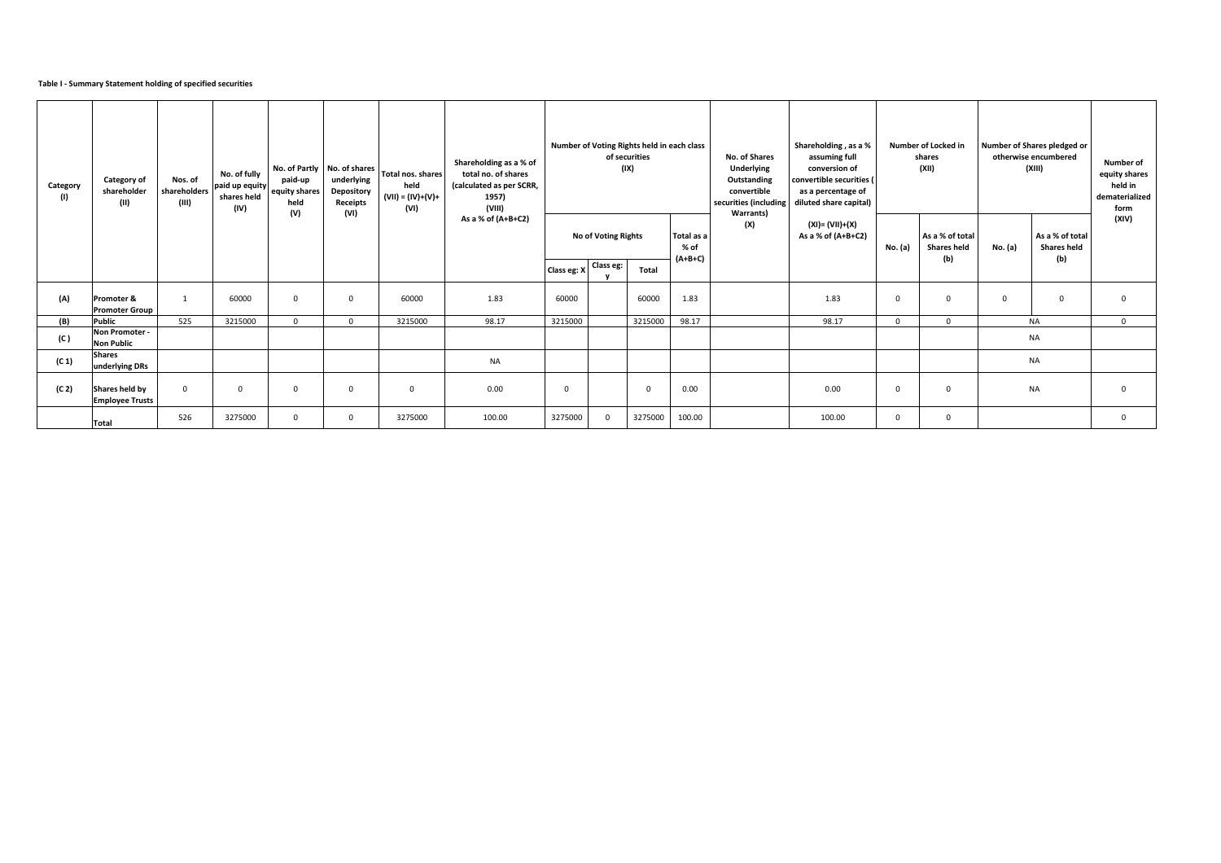**Table I - Summary Statement holding of specified securities**

| Category (I) | Category of shareholder (II) | Nos. of shareholders (III) | No. of fully paid up equity shares held (IV) | No. of Partly paid-up equity shares held (V) | No. of shares underlying Depository Receipts (VI) | Total nos. shares held (VII) = (IV)+(V)+ (VI) | Shareholding as a % of total no. of shares (calculated as per SCRR, 1957) (VIII) As a % of (A+B+C2) | Number of Voting Rights held in each class of securities (IX) | | | | No. of Shares Underlying Outstanding convertible securities (including Warrants) (X) | Shareholding , as a % assuming full conversion of convertible securities ( as a percentage of diluted share capital) (XI)= (VII)+(X) As a % of (A+B+C2) | Number of Locked in shares (XII) | | Number of Shares pledged or otherwise encumbered (XIII) | | Number of equity shares held in dematerialized form (XIV) |
|---|---|---|---|---|---|---|---|---|---|---|---|---|---|---|---|---|---|---|
| | | | | | | | | No of Voting Rights | | | Total as a % of (A+B+C) | | | No. (a) | As a % of total Shares held (b) | No. (a) | As a % of total Shares held (b) | |
| | | | | | | | | Class eg: X | Class eg: y | Total | | | | | | | | |
| (A) | Promoter & Promoter Group | 1 | 60000 | 0 | 0 | 60000 | 1.83 | 60000 | | 60000 | 1.83 | | 1.83 | 0 | 0 | 0 | 0 | 0 |
| (B) | Public | 525 | 3215000 | 0 | 0 | 3215000 | 98.17 | 3215000 | | 3215000 | 98.17 | | 98.17 | 0 | 0 | NA | | 0 |
| (C ) | Non Promoter - Non Public | | | | | | | | | | | | | | | NA | | |
| (C 1) | Shares underlying DRs | | | | | | NA | | | | | | | | | NA | | |
| (C 2) | Shares held by Employee Trusts | 0 | 0 | 0 | 0 | 0 | 0.00 | 0 | | 0 | 0.00 | | 0.00 | 0 | 0 | NA | | 0 |
| | Total | 526 | 3275000 | 0 | 0 | 3275000 | 100.00 | 3275000 | 0 | 3275000 | 100.00 | | 100.00 | 0 | 0 | | | 0 |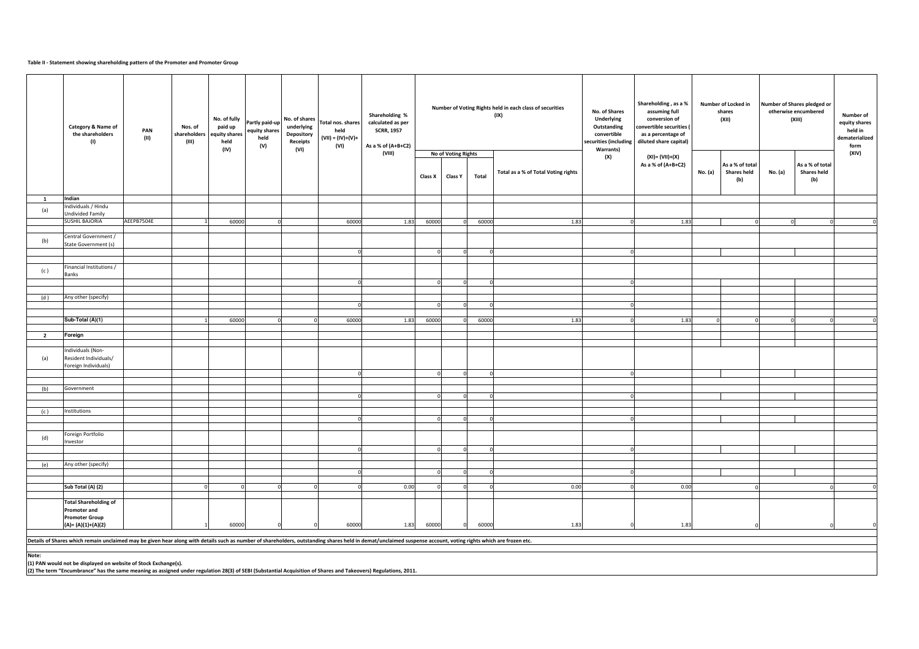**Table II - Statement showing shareholding pattern of the Promoter and Promoter Group**

| | Category & Name of the shareholders (I) | PAN (II) | Nos. of shareholders (III) | No. of fully paid up equity shares held (IV) | Partly paid-up equity shares held (V) | No. of shares underlying Depository Receipts (VI) | Total nos. shares held (VII) = (IV)+(V)+ (VI) | Shareholding % calculated as per SCRR, 1957 As a % of (A+B+C2) (VIII) | Number of Voting Rights held in each class of securities (IX) | | | | No. of Shares Underlying Outstanding convertible securities (including Warrants) (X) | Shareholding , as a % assuming full conversion of convertible securities ( as a percentage of diluted share capital) (XI)= (VII)+(X) As a % of (A+B+C2) | Number of Locked in shares (XII) | | Number of Shares pledged or otherwise encumbered (XIII) | | Number of equity shares held in dematerialized form (XIV) |
|---|---|---|---|---|---|---|---|---|---|---|---|---|---|---|---|---|---|---|---|
| | | | | | | | | | No of Voting Rights | | | Total as a % of Total Voting rights | | | No. (a) | As a % of total Shares held (b) | No. (a) | As a % of total Shares held (b) | |
| | | | | | | | | | Class X | Class Y | Total | | | | | | | | |
| 1 | **Indian** | | | | | | | | | | | | | | | | | | |
| (a) | Individuals / Hindu Undivided Family | | | | | | | | | | | | | | | | | | |
| | SUSHIL BAJORIA | AEEPB7504E | 1 | 60000 | 0 | | 60000 | 1.83 | 60000 | 0 | 60000 | 1.83 | 0 | 1.83 | | 0 | 0 | 0 | 0 |
| (b) | Central Government / State Government (s) | | | | | | | | | | | | | | | | | | |
| | | | | | | | 0 | | 0 | 0 | 0 | | 0 | | | | | | |
| (c ) | Financial Institutions / Banks | | | | | | | | | | | | | | | | | | |
| | | | | | | | 0 | | 0 | 0 | 0 | | 0 | | | | | | |
| (d ) | Any other (specify) | | | | | | | | | | | | | | | | | | |
| | | | | | | | 0 | | 0 | 0 | 0 | | 0 | | | | | | |
| | **Sub-Total (A)(1)** | | 1 | 60000 | 0 | 0 | 60000 | 1.83 | 60000 | 0 | 60000 | 1.83 | 0 | 1.83 | 0 | 0 | 0 | 0 | 0 |
| 2 | **Foreign** | | | | | | | | | | | | | | | | | | |
| (a) | Individuals (Non-Resident Individuals/ Foreign Individuals) | | | | | | | | | | | | | | | | | | |
| | | | | | | | 0 | | 0 | 0 | 0 | | 0 | | | | | | |
| (b) | Government | | | | | | | | | | | | | | | | | | |
| | | | | | | | 0 | | 0 | 0 | 0 | | 0 | | | | | | |
| (c ) | Institutions | | | | | | | | | | | | | | | | | | |
| | | | | | | | 0 | | 0 | 0 | 0 | | 0 | | | | | | |
| (d) | Foreign Portfolio Investor | | | | | | | | | | | | | | | | | | |
| | | | | | | | 0 | | 0 | 0 | 0 | | 0 | | | | | | |
| (e) | Any other (specify) | | | | | | | | | | | | | | | | | | |
| | | | | | | | 0 | | 0 | 0 | 0 | | 0 | | | | | | |
| | **Sub Total (A) (2)** | | 0 | 0 | 0 | 0 | 0 | 0.00 | 0 | 0 | 0 | 0.00 | 0 | 0.00 | | 0 | | 0 | 0 |
| | **Total Shareholding of Promoter and Promoter Group (A)= (A)(1)+(A)(2)** | | 1 | 60000 | 0 | 0 | 60000 | 1.83 | 60000 | 0 | 60000 | 1.83 | 0 | 1.83 | | 0 | | 0 | 0 |

**Details of Shares which remain unclaimed may be given hear along with details such as number of shareholders, outstanding shares held in demat/unclaimed suspense account, voting rights which are frozen etc.**

**Note:**

**(1) PAN would not be displayed on website of Stock Exchange(s).**

**(2) The term "Encumbrance" has the same meaning as assigned under regulation 28(3) of SEBI (Substantial Acquisition of Shares and Takeovers) Regulations, 2011.**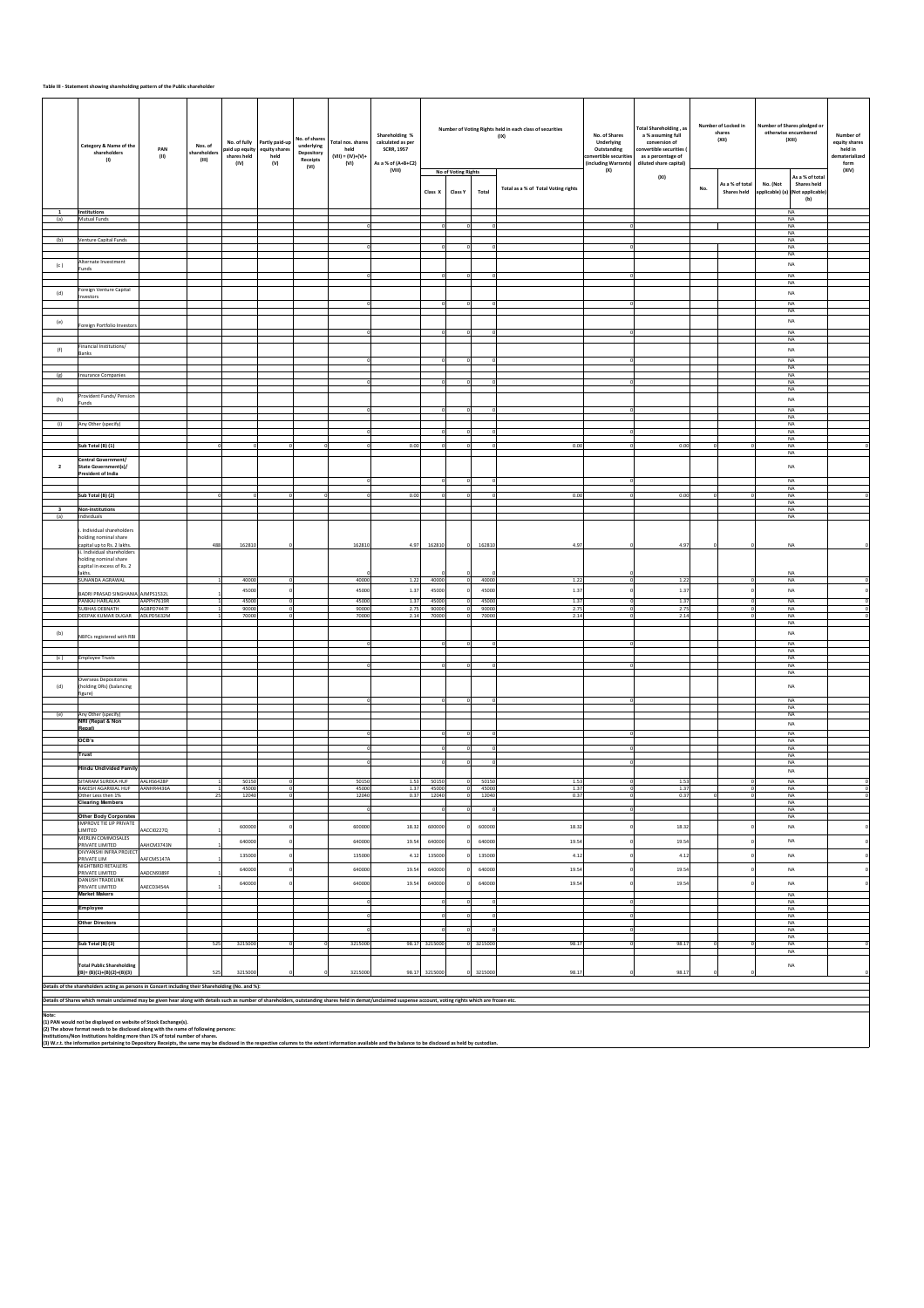**Table III - Statement showing shareholding pattern of the Public shareholder**

| | Category & Name of the shareholders (I) | PAN (II) | Nos. of shareholders (III) | No. of fully paid up equity shares held (IV) | Partly paid-up equity shares held (V) | No. of shares underlying Depository Receipts (VI) | Total nos. shares held (VII) = (IV)+(V)+ (VI) | Shareholding % calculated as per SCRR, 1957 As a % of (A+B+C2) (VIII) | Number of Voting Rights held in each class of securities (IX) | | | | No. of Shares Underlying Outstanding convertible securities (including Warrants) (X) | Total Shareholding , as a % assuming full conversion of convertible securities ( as a percentage of diluted share capital) (XI) | Number of Locked in shares (XII) | | Number of Shares pledged or otherwise encumbered (XIII) | | Number of equity shares held in dematerialized form (XIV) |
|---|---|---|---|---|---|---|---|---|---|---|---|---|---|---|---|---|---|---|---|
| | | | | | | | | | No of Voting Rights | | | Total as a % of Total Voting rights | | | No. | As a % of total Shares held | No. (Not applicable) (a) | As a % of total Shares held (Not applicable) (b) | |
| | | | | | | | | | Class X | Class Y | Total | | | | | | | | |
| 1 | Institutions | | | | | | | | | | | | | | | | NA | | |
| (a) | Mutual Funds | | | | | | | | | | | | | | | | NA | | |
| | | | | | | | 0 | | 0 | 0 | 0 | | 0 | | | | NA | | |
| (b) | Venture Capital Funds | | | | | | | | | | | | | | | | NA | | |
| | | | | | | | 0 | | 0 | 0 | 0 | | 0 | | | | NA | | |
| (c) | Alternate Investment Funds | | | | | | | | | | | | | | | | NA | | |
| | | | | | | | 0 | | 0 | 0 | 0 | | 0 | | | | NA | | |
| (d) | Foreign Venture Capital Investors | | | | | | | | | | | | | | | | NA | | |
| | | | | | | | 0 | | 0 | 0 | 0 | | 0 | | | | NA | | |
| (e) | Foreign Portfolio Investors | | | | | | | | | | | | | | | | NA | | |
| | | | | | | | 0 | | 0 | 0 | 0 | | 0 | | | | NA | | |
| (f) | Financial Institutions/ Banks | | | | | | | | | | | | | | | | NA | | |
| | | | | | | | 0 | | 0 | 0 | 0 | | 0 | | | | NA | | |
| (g) | Insurance Companies | | | | | | | | | | | | | | | | NA | | |
| | | | | | | | 0 | | 0 | 0 | 0 | | 0 | | | | NA | | |
| (h) | Provident Funds/ Pension Funds | | | | | | | | | | | | | | | | NA | | |
| | | | | | | | 0 | | 0 | 0 | 0 | | 0 | | | | NA | | |
| (i) | Any Other (specify) | | | | | | | | | | | | | | | | NA | | |
| | | | | | | | 0 | | 0 | 0 | 0 | | 0 | | | | NA | | |
| | Sub Total (B) (1) | | 0 | 0 | 0 | 0 | 0 | 0.00 | 0 | 0 | 0 | 0.00 | 0 | 0.00 | 0 | 0 | NA | | 0 |
| 2 | Central Government/ State Government(s)/ President of India | | | | | | | | | | | | | | | | NA | | |
| | | | | | | | 0 | | 0 | 0 | 0 | | 0 | | | | NA | | |
| | Sub Total (B) (2) | | 0 | 0 | 0 | 0 | 0 | 0.00 | 0 | 0 | 0 | 0.00 | 0 | 0.00 | 0 | 0 | NA | | 0 |
| 3 | Non-institutions | | | | | | | | | | | | | | | | NA | | |
| (a) | Individuals | | | | | | | | | | | | | | | | NA | | |
| | i. Individual shareholders holding nominal share capital up to Rs. 2 lakhs. | | 488 | 162810 | 0 | | 162810 | 4.97 | 162810 | 0 | 162810 | 4.97 | 0 | 4.97 | 0 | 0 | NA | | 0 |
| | ii. Individual shareholders holding nominal share capital in excess of Rs. 2 lakhs. | | | | | | 0 | | 0 | 0 | 0 | | 0 | | | | NA | | |
| | SUNANDA AGRAWAL | | 1 | 40000 | 0 | | 40000 | 1.22 | 40000 | 0 | 40000 | 1.22 | 0 | 1.22 | | 0 | NA | | 0 |
| | BADRI PRASAD SINGHANIA | AJMPS1532L | 1 | 45000 | 0 | | 45000 | 1.37 | 45000 | 0 | 45000 | 1.37 | 0 | 1.37 | | 0 | NA | | 0 |
| | PANKAJ HARLALKA | AAPPH7619R | 1 | 45000 | 0 | | 45000 | 1.37 | 45000 | 0 | 45000 | 1.37 | 0 | 1.37 | | 0 | NA | | 0 |
| | SUBHAS DEBNATH | AGBPD7447F | 1 | 90000 | 0 | | 90000 | 2.75 | 90000 | 0 | 90000 | 2.75 | 0 | 2.75 | | 0 | NA | | 0 |
| | DEEPAK KUMAR DUGAR | AGLPD5632M | 1 | 70000 | 0 | | 70000 | 2.14 | 70000 | 0 | 70000 | 2.14 | 0 | 2.14 | | 0 | NA | | 0 |
| | | | | | | | | | | | | | | | | | NA | | |
| (b) | NBFCs registered with RBI | | | | | | | | | | | | | | | | NA | | |
| | | | | | | | 0 | | 0 | 0 | 0 | | 0 | | | | NA | | |
| (c) | Employee Trusts | | | | | | | | | | | | | | | | NA | | |
| | | | | | | | 0 | | 0 | 0 | 0 | | 0 | | | | NA | | |
| (d) | Overseas Depositories (holding DRs) (balancing figure) | | | | | | | | | | | | | | | | NA | | |
| | | | | | | | 0 | | 0 | 0 | 0 | | 0 | | | | NA | | |
| (e) | Any Other (specify) | | | | | | | | | | | | | | | | NA | | |
| | NRI (Repat & Non Repat) | | | | | | | | | | | | | | | | NA | | |
| | | | | | | | 0 | | 0 | 0 | 0 | | 0 | | | | NA | | |
| | OCB's | | | | | | | | | | | | | | | | NA | | |
| | | | | | | | 0 | | 0 | 0 | 0 | | 0 | | | | NA | | |
| | Trust | | | | | | | | | | | | | | | | NA | | |
| | | | | | | | 0 | | 0 | 0 | 0 | | 0 | | | | NA | | |
| | Hindu Undivided Family | | | | | | | | | | | | | | | | NA | | |
| | SITARAM SUREKA HUF | AALHS6428P | 1 | 50150 | 0 | | 50150 | 1.53 | 50150 | 0 | 50150 | 1.53 | 0 | 1.53 | | 0 | NA | | 0 |
| | RAKESH AGARWAL HUF | AANHR4436A | 1 | 45000 | 0 | | 45000 | 1.37 | 45000 | 0 | 45000 | 1.37 | 0 | 1.37 | | 0 | NA | | 0 |
| | Other Less then 1% | | 25 | 12040 | 0 | | 12040 | 0.37 | 12040 | 0 | 12040 | 0.37 | 0 | 0.37 | 0 | 0 | NA | | 0 |
| | Clearing Members | | | | | | | | | | | | | | | | NA | | |
| | | | | | | | 0 | | 0 | 0 | 0 | | 0 | | | | NA | | |
| | Other Body Corporates | | | | | | | | | | | | | | | | NA | | |
| | IMPROVE TIE UP PRIVATE LIMITED | AACCI0227Q | 1 | 600000 | 0 | | 600000 | 18.32 | 600000 | 0 | 600000 | 18.32 | 0 | 18.32 | | 0 | NA | | 0 |
| | MERLIN COMMOSALES PRIVATE LIMITED | AAHCM3743N | 1 | 640000 | 0 | | 640000 | 19.54 | 640000 | 0 | 640000 | 19.54 | 0 | 19.54 | | 0 | NA | | 0 |
| | DIVYANSHI INFRA PROJECT PRIVATE LIM | AAFCM5147A | 1 | 135000 | 0 | | 135000 | 4.12 | 135000 | 0 | 135000 | 4.12 | 0 | 4.12 | | 0 | NA | | 0 |
| | NIGHTBIRD RETAILERS PRIVATE LIMITED | AADCN9389F | 1 | 640000 | 0 | | 640000 | 19.54 | 640000 | 0 | 640000 | 19.54 | 0 | 19.54 | | 0 | NA | | 0 |
| | DANUSH TRADELINK PRIVATE LIMITED | AAECD3454A | 1 | 640000 | 0 | | 640000 | 19.54 | 640000 | 0 | 640000 | 19.54 | 0 | 19.54 | | 0 | NA | | 0 |
| | Market Makers | | | | | | | | | | | | | | | | NA | | |
| | | | | | | | 0 | | 0 | 0 | 0 | | 0 | | | | NA | | |
| | Employee | | | | | | | | | | | | | | | | NA | | |
| | | | | | | | 0 | | 0 | 0 | 0 | | 0 | | | | NA | | |
| | Other Directors | | | | | | | | | | | | | | | | NA | | |
| | | | | | | | 0 | | 0 | 0 | 0 | | 0 | | | | NA | | |
| | | | | | | | | | | | | | | | | | NA | | |
| | Sub Total (B) (3) | | 525 | 3215000 | 0 | 0 | 3215000 | 98.17 | 3215000 | 0 | 3215000 | 98.17 | 0 | 98.17 | 0 | 0 | NA | | 0 |
| | | | | | | | | | | | | | | | | | NA | | |
| | Total Public Shareholding (B)= (B)(1)+(B)(2)+(B)(3) | | 525 | 3215000 | 0 | 0 | 3215000 | 98.17 | 3215000 | 0 | 3215000 | 98.17 | 0 | 98.17 | 0 | 0 | NA | | 0 |

Details of the shareholders acting as persons in Concert including their Shareholding (No. and %):

Details of Shares which remain unclaimed may be given hear along with details such as number of shareholders, outstanding shares held in demat/unclaimed suspense account, voting rights which are frozen etc.

**Note:**

**(1) PAN would not be displayed on website of Stock Exchange(s).**

**(2) The above format needs to be disclosed along with the name of following persons: Institutions/Non Institutions holding more than 1% of total number of shares.**

**(3) W.r.t. the information pertaining to Depository Receipts, the same may be disclosed in the respective columns to the extent information available and the balance to be disclosed as held by custodian.**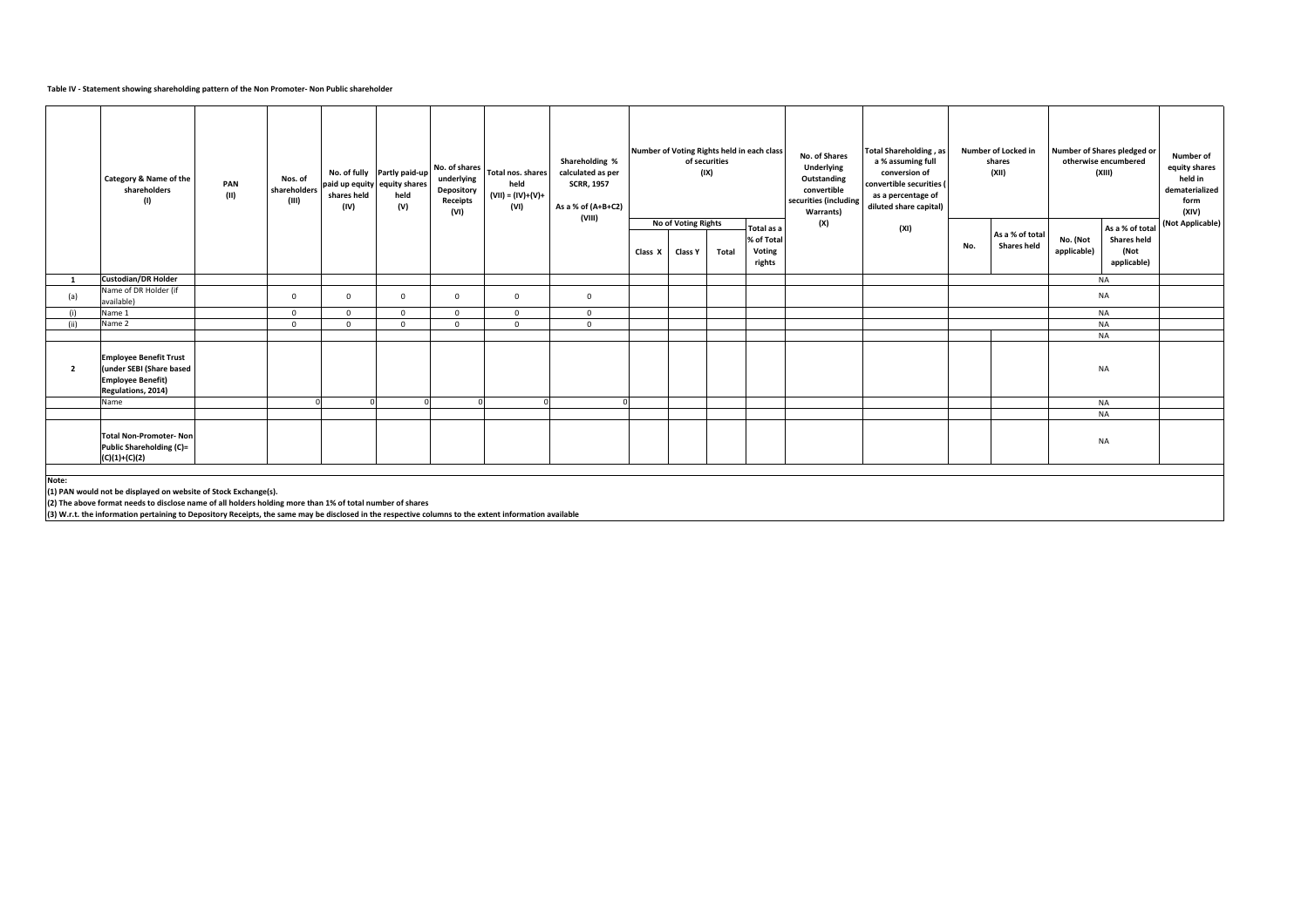**Table IV - Statement showing shareholding pattern of the Non Promoter- Non Public shareholder**

| | Category & Name of the shareholders (I) | PAN (II) | Nos. of shareholders (III) | No. of fully paid up equity shares held (IV) | Partly paid-up equity shares held (V) | No. of shares underlying Depository Receipts (VI) | Total nos. shares held (VII) = (IV)+(V)+ (VI) | Shareholding % calculated as per SCRR, 1957 As a % of (A+B+C2) (VIII) | Number of Voting Rights held in each class of securities (IX) | | | | No. of Shares Underlying Outstanding convertible securities (including Warrants) (X) | Total Shareholding , as a % assuming full conversion of convertible securities ( as a percentage of diluted share capital) (XI) | Number of Locked in shares (XII) | | Number of Shares pledged or otherwise encumbered (XIII) | | Number of equity shares held in dematerialized form (XIV) (Not Applicable) |
|---|---|---|---|---|---|---|---|---|---|---|---|---|---|---|---|---|---|---|---|
| | | | | | | | | | No of Voting Rights | | | Total as a % of Total Voting rights | | | No. | As a % of total Shares held | No. (Not applicable) | As a % of total Shares held (Not applicable) | |
| | | | | | | | | | Class X | Class Y | Total | | | | | | | | |
| 1 | **Custodian/DR Holder** | | | | | | | | | | | | | | | | NA | | |
| (a) | Name of DR Holder (if available) | | 0 | 0 | 0 | 0 | 0 | 0 | | | | | | | | | NA | | |
| (i) | Name 1 | | 0 | 0 | 0 | 0 | 0 | 0 | | | | | | | | | NA | | |
| (ii) | Name 2 | | 0 | 0 | 0 | 0 | 0 | 0 | | | | | | | | | NA | | |
| | | | | | | | | | | | | | | | | | NA | | |
| 2 | **Employee Benefit Trust (under SEBI (Share based Employee Benefit) Regulations, 2014)** | | | | | | | | | | | | | | | | NA | | |
| | Name | | 0 | 0 | 0 | 0 | 0 | 0 | | | | | | | | | NA | | |
| | | | | | | | | | | | | | | | | | NA | | |
| | **Total Non-Promoter- Non Public Shareholding (C)= (C)(1)+(C)(2)** | | | | | | | | | | | | | | | | NA | | |

**Note:**

**(1) PAN would not be displayed on website of Stock Exchange(s).**

**(2) The above format needs to disclose name of all holders holding more than 1% of total number of shares**

**(3) W.r.t. the information pertaining to Depository Receipts, the same may be disclosed in the respective columns to the extent information available**